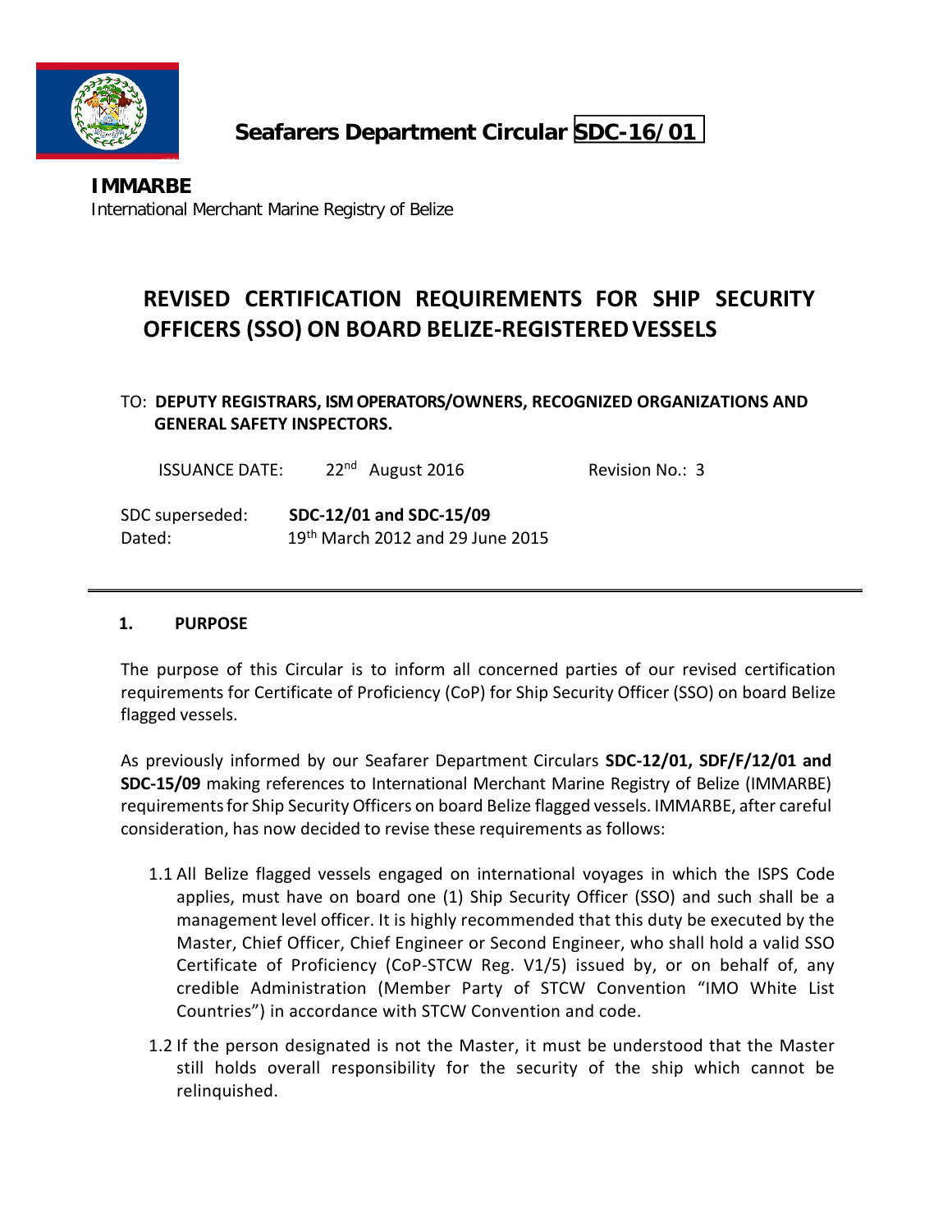# Seafarers Department Circular SDC-16/01

**IMMARBE**
International Merchant Marine Registry of Belize

## REVISED CERTIFICATION REQUIREMENTS FOR SHIP SECURITY OFFICERS (SSO) ON BOARD BELIZE-REGISTERED VESSELS

TO: **DEPUTY REGISTRARS, ISM OPERATORS/OWNERS, RECOGNIZED ORGANIZATIONS AND GENERAL SAFETY INSPECTORS.**

ISSUANCE DATE: 22nd August 2016 Revision No.: 3

SDC superseded: **SDC-12/01 and SDC-15/09**
Dated: 19th March 2012 and 29 June 2015

---

### 1. PURPOSE

The purpose of this Circular is to inform all concerned parties of our revised certification requirements for Certificate of Proficiency (CoP) for Ship Security Officer (SSO) on board Belize flagged vessels.

As previously informed by our Seafarer Department Circulars **SDC-12/01, SDF/F/12/01 and SDC-15/09** making references to International Merchant Marine Registry of Belize (IMMARBE) requirements for Ship Security Officers on board Belize flagged vessels. IMMARBE, after careful consideration, has now decided to revise these requirements as follows:

1.1 All Belize flagged vessels engaged on international voyages in which the ISPS Code applies, must have on board one (1) Ship Security Officer (SSO) and such shall be a management level officer. It is highly recommended that this duty be executed by the Master, Chief Officer, Chief Engineer or Second Engineer, who shall hold a valid SSO Certificate of Proficiency (CoP-STCW Reg. V1/5) issued by, or on behalf of, any credible Administration (Member Party of STCW Convention "IMO White List Countries") in accordance with STCW Convention and code.

1.2 If the person designated is not the Master, it must be understood that the Master still holds overall responsibility for the security of the ship which cannot be relinquished.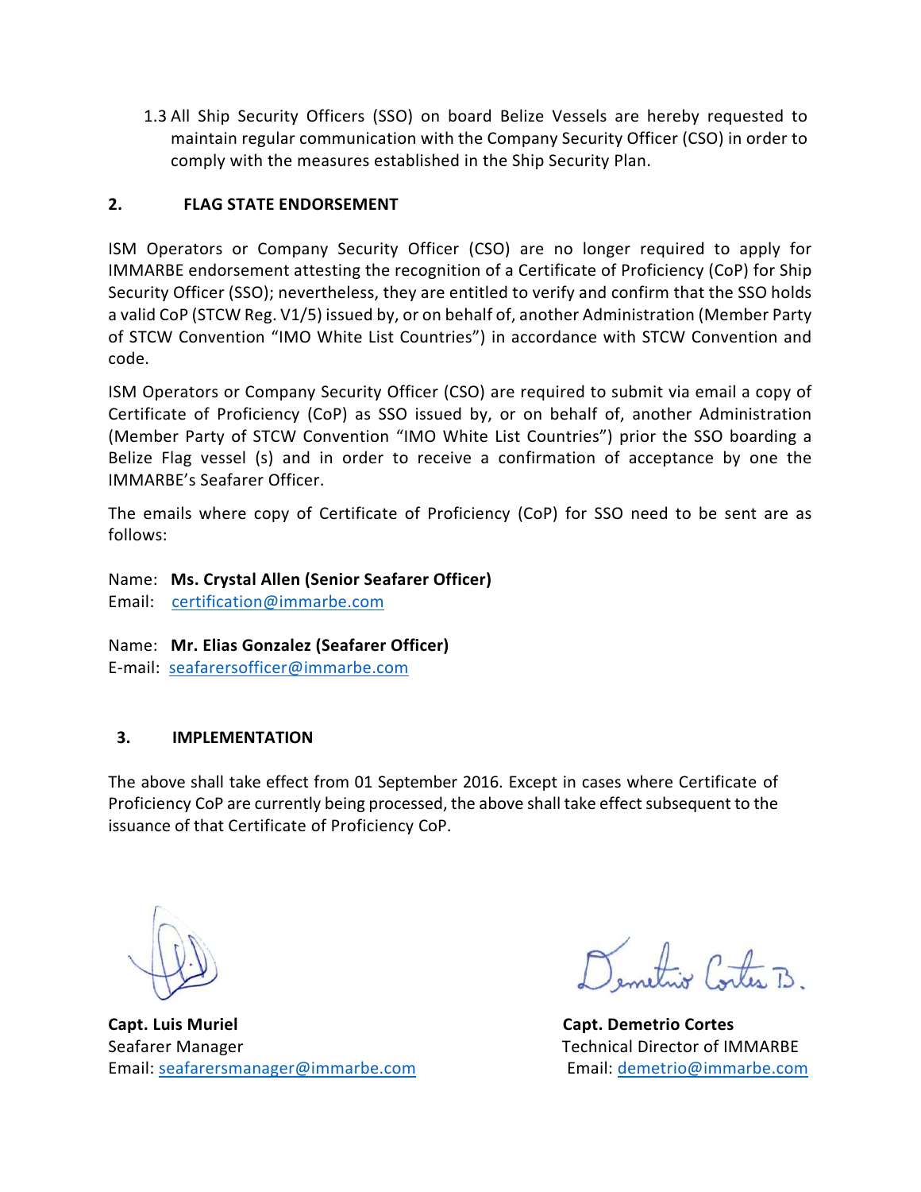1.3 All Ship Security Officers (SSO) on board Belize Vessels are hereby requested to maintain regular communication with the Company Security Officer (CSO) in order to comply with the measures established in the Ship Security Plan.

## 2. FLAG STATE ENDORSEMENT

ISM Operators or Company Security Officer (CSO) are no longer required to apply for IMMARBE endorsement attesting the recognition of a Certificate of Proficiency (CoP) for Ship Security Officer (SSO); nevertheless, they are entitled to verify and confirm that the SSO holds a valid CoP (STCW Reg. V1/5) issued by, or on behalf of, another Administration (Member Party of STCW Convention "IMO White List Countries") in accordance with STCW Convention and code.

ISM Operators or Company Security Officer (CSO) are required to submit via email a copy of Certificate of Proficiency (CoP) as SSO issued by, or on behalf of, another Administration (Member Party of STCW Convention "IMO White List Countries") prior the SSO boarding a Belize Flag vessel (s) and in order to receive a confirmation of acceptance by one the IMMARBE's Seafarer Officer.

The emails where copy of Certificate of Proficiency (CoP) for SSO need to be sent are as follows:

Name: **Ms. Crystal Allen (Senior Seafarer Officer)**
Email: certification@immarbe.com

Name: **Mr. Elias Gonzalez (Seafarer Officer)**
E-mail: seafarersofficer@immarbe.com

## 3. IMPLEMENTATION

The above shall take effect from 01 September 2016. Except in cases where Certificate of Proficiency CoP are currently being processed, the above shall take effect subsequent to the issuance of that Certificate of Proficiency CoP.

**Capt. Luis Muriel**
Seafarer Manager
Email: seafarersmanager@immarbe.com

Demetrio Cortes B.

**Capt. Demetrio Cortes**
Technical Director of IMMARBE
Email: demetrio@immarbe.com